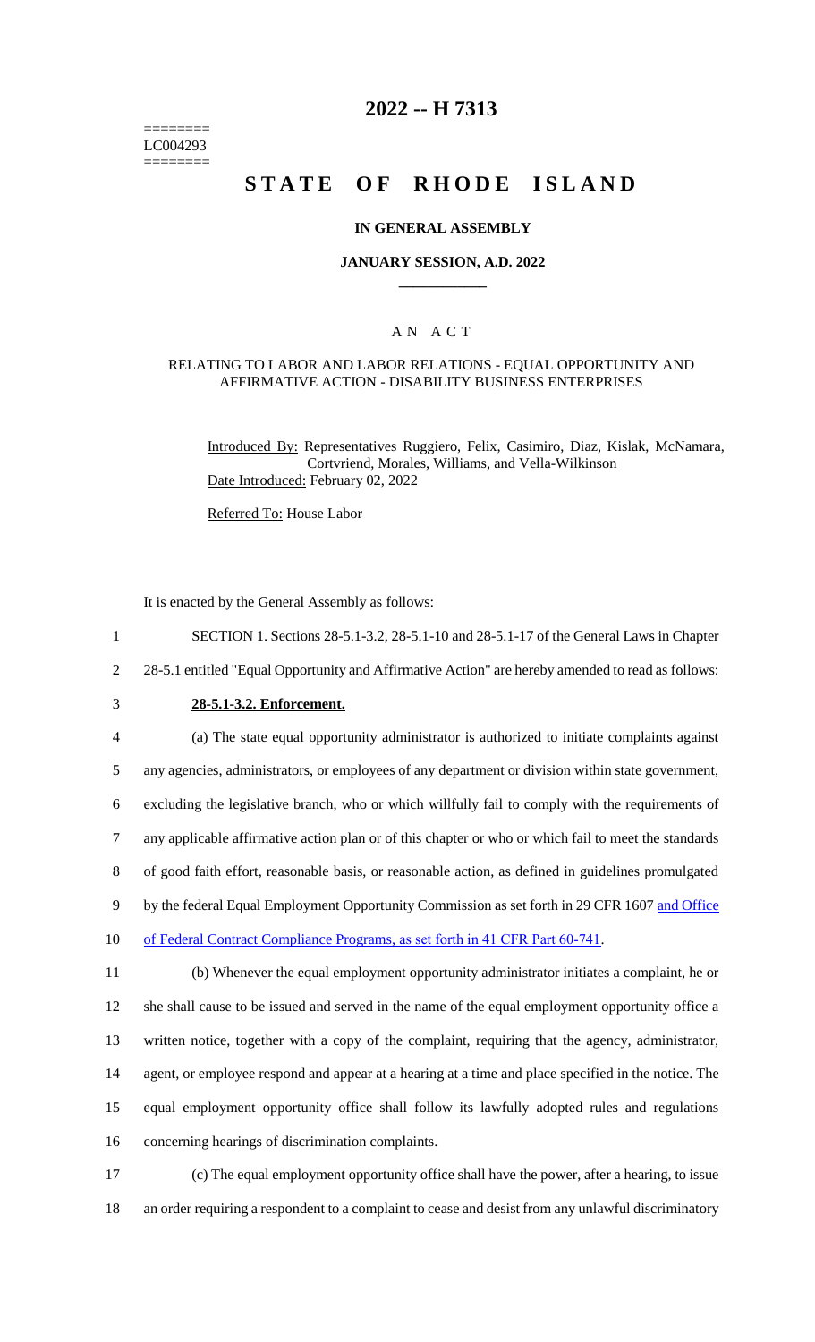========
LC004293
========

# 2022 -- H 7313

# STATE OF RHODE ISLAND

### IN GENERAL ASSEMBLY

### JANUARY SESSION, A.D. 2022

## A N A C T

### RELATING TO LABOR AND LABOR RELATIONS - EQUAL OPPORTUNITY AND AFFIRMATIVE ACTION - DISABILITY BUSINESS ENTERPRISES

Introduced By: Representatives Ruggiero, Felix, Casimiro, Diaz, Kislak, McNamara, Cortvriend, Morales, Williams, and Vella-Wilkinson

Date Introduced: February 02, 2022

Referred To: House Labor

It is enacted by the General Assembly as follows:

1 SECTION 1. Sections 28-5.1-3.2, 28-5.1-10 and 28-5.1-17 of the General Laws in Chapter
2 28-5.1 entitled "Equal Opportunity and Affirmative Action" are hereby amended to read as follows:

3 **28-5.1-3.2. Enforcement.**

4 (a) The state equal opportunity administrator is authorized to initiate complaints against
5 any agencies, administrators, or employees of any department or division within state government,
6 excluding the legislative branch, who or which willfully fail to comply with the requirements of
7 any applicable affirmative action plan or of this chapter or who or which fail to meet the standards
8 of good faith effort, reasonable basis, or reasonable action, as defined in guidelines promulgated
9 by the federal Equal Employment Opportunity Commission as set forth in 29 CFR 1607 and Office
10 of Federal Contract Compliance Programs, as set forth in 41 CFR Part 60-741.

11 (b) Whenever the equal employment opportunity administrator initiates a complaint, he or
12 she shall cause to be issued and served in the name of the equal employment opportunity office a
13 written notice, together with a copy of the complaint, requiring that the agency, administrator,
14 agent, or employee respond and appear at a hearing at a time and place specified in the notice. The
15 equal employment opportunity office shall follow its lawfully adopted rules and regulations
16 concerning hearings of discrimination complaints.

17 (c) The equal employment opportunity office shall have the power, after a hearing, to issue
18 an order requiring a respondent to a complaint to cease and desist from any unlawful discriminatory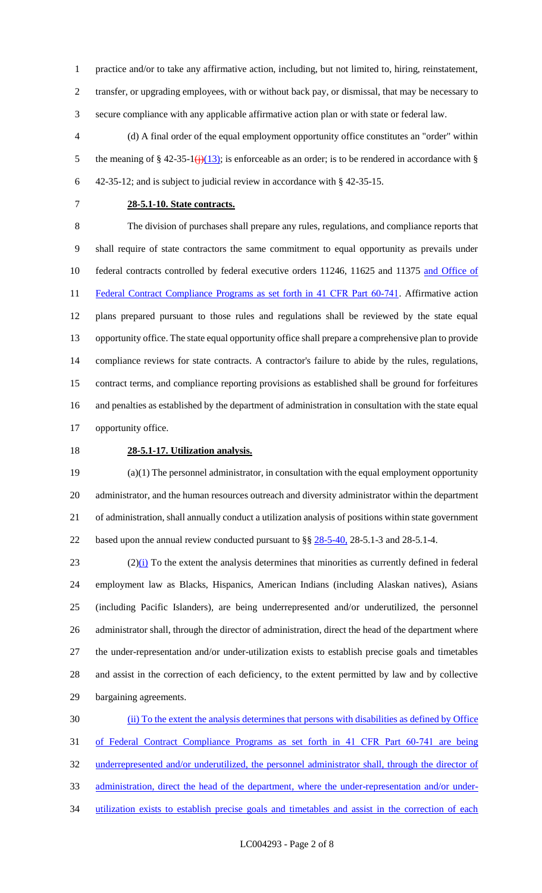practice and/or to take any affirmative action, including, but not limited to, hiring, reinstatement, transfer, or upgrading employees, with or without back pay, or dismissal, that may be necessary to secure compliance with any applicable affirmative action plan or with state or federal law.

(d) A final order of the equal employment opportunity office constitutes an "order" within the meaning of § 42-35-1~~(j)~~(13); is enforceable as an order; is to be rendered in accordance with § 42-35-12; and is subject to judicial review in accordance with § 42-35-15.

**28-5.1-10. State contracts.**

The division of purchases shall prepare any rules, regulations, and compliance reports that shall require of state contractors the same commitment to equal opportunity as prevails under federal contracts controlled by federal executive orders 11246, 11625 and 11375 and Office of Federal Contract Compliance Programs as set forth in 41 CFR Part 60-741. Affirmative action plans prepared pursuant to those rules and regulations shall be reviewed by the state equal opportunity office. The state equal opportunity office shall prepare a comprehensive plan to provide compliance reviews for state contracts. A contractor's failure to abide by the rules, regulations, contract terms, and compliance reporting provisions as established shall be ground for forfeitures and penalties as established by the department of administration in consultation with the state equal opportunity office.

**28-5.1-17. Utilization analysis.**

(a)(1) The personnel administrator, in consultation with the equal employment opportunity administrator, and the human resources outreach and diversity administrator within the department of administration, shall annually conduct a utilization analysis of positions within state government based upon the annual review conducted pursuant to §§ 28-5-40, 28-5.1-3 and 28-5.1-4.

(2)(i) To the extent the analysis determines that minorities as currently defined in federal employment law as Blacks, Hispanics, American Indians (including Alaskan natives), Asians (including Pacific Islanders), are being underrepresented and/or underutilized, the personnel administrator shall, through the director of administration, direct the head of the department where the under-representation and/or under-utilization exists to establish precise goals and timetables and assist in the correction of each deficiency, to the extent permitted by law and by collective bargaining agreements.

(ii) To the extent the analysis determines that persons with disabilities as defined by Office of Federal Contract Compliance Programs as set forth in 41 CFR Part 60-741 are being underrepresented and/or underutilized, the personnel administrator shall, through the director of administration, direct the head of the department, where the under-representation and/or under-utilization exists to establish precise goals and timetables and assist in the correction of each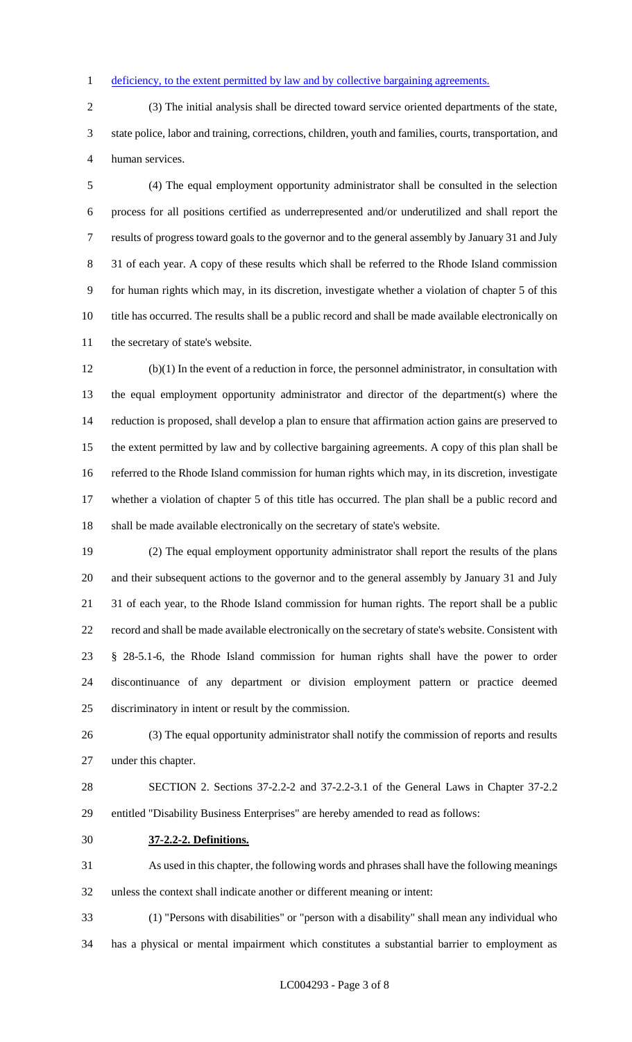deficiency, to the extent permitted by law and by collective bargaining agreements.

(3) The initial analysis shall be directed toward service oriented departments of the state, state police, labor and training, corrections, children, youth and families, courts, transportation, and human services.

(4) The equal employment opportunity administrator shall be consulted in the selection process for all positions certified as underrepresented and/or underutilized and shall report the results of progress toward goals to the governor and to the general assembly by January 31 and July 31 of each year. A copy of these results which shall be referred to the Rhode Island commission for human rights which may, in its discretion, investigate whether a violation of chapter 5 of this title has occurred. The results shall be a public record and shall be made available electronically on the secretary of state's website.

(b)(1) In the event of a reduction in force, the personnel administrator, in consultation with the equal employment opportunity administrator and director of the department(s) where the reduction is proposed, shall develop a plan to ensure that affirmation action gains are preserved to the extent permitted by law and by collective bargaining agreements. A copy of this plan shall be referred to the Rhode Island commission for human rights which may, in its discretion, investigate whether a violation of chapter 5 of this title has occurred. The plan shall be a public record and shall be made available electronically on the secretary of state's website.

(2) The equal employment opportunity administrator shall report the results of the plans and their subsequent actions to the governor and to the general assembly by January 31 and July 31 of each year, to the Rhode Island commission for human rights. The report shall be a public record and shall be made available electronically on the secretary of state's website. Consistent with § 28-5.1-6, the Rhode Island commission for human rights shall have the power to order discontinuance of any department or division employment pattern or practice deemed discriminatory in intent or result by the commission.

(3) The equal opportunity administrator shall notify the commission of reports and results under this chapter.

SECTION 2. Sections 37-2.2-2 and 37-2.2-3.1 of the General Laws in Chapter 37-2.2 entitled "Disability Business Enterprises" are hereby amended to read as follows:

**37-2.2-2. Definitions.**

As used in this chapter, the following words and phrases shall have the following meanings unless the context shall indicate another or different meaning or intent:

(1) "Persons with disabilities" or "person with a disability" shall mean any individual who has a physical or mental impairment which constitutes a substantial barrier to employment as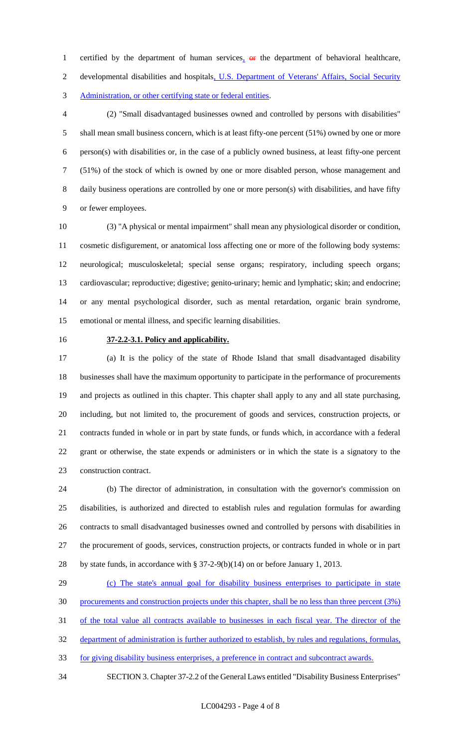certified by the department of human services, ~~or~~ the department of behavioral healthcare, developmental disabilities and hospitals, U.S. Department of Veterans' Affairs, Social Security Administration, or other certifying state or federal entities.

(2) "Small disadvantaged businesses owned and controlled by persons with disabilities" shall mean small business concern, which is at least fifty-one percent (51%) owned by one or more person(s) with disabilities or, in the case of a publicly owned business, at least fifty-one percent (51%) of the stock of which is owned by one or more disabled person, whose management and daily business operations are controlled by one or more person(s) with disabilities, and have fifty or fewer employees.

(3) "A physical or mental impairment" shall mean any physiological disorder or condition, cosmetic disfigurement, or anatomical loss affecting one or more of the following body systems: neurological; musculoskeletal; special sense organs; respiratory, including speech organs; cardiovascular; reproductive; digestive; genito-urinary; hemic and lymphatic; skin; and endocrine; or any mental psychological disorder, such as mental retardation, organic brain syndrome, emotional or mental illness, and specific learning disabilities.

**37-2.2-3.1. Policy and applicability.**

(a) It is the policy of the state of Rhode Island that small disadvantaged disability businesses shall have the maximum opportunity to participate in the performance of procurements and projects as outlined in this chapter. This chapter shall apply to any and all state purchasing, including, but not limited to, the procurement of goods and services, construction projects, or contracts funded in whole or in part by state funds, or funds which, in accordance with a federal grant or otherwise, the state expends or administers or in which the state is a signatory to the construction contract.

(b) The director of administration, in consultation with the governor's commission on disabilities, is authorized and directed to establish rules and regulation formulas for awarding contracts to small disadvantaged businesses owned and controlled by persons with disabilities in the procurement of goods, services, construction projects, or contracts funded in whole or in part by state funds, in accordance with § 37-2-9(b)(14) on or before January 1, 2013.

(c) The state's annual goal for disability business enterprises to participate in state procurements and construction projects under this chapter, shall be no less than three percent (3%) of the total value all contracts available to businesses in each fiscal year. The director of the department of administration is further authorized to establish, by rules and regulations, formulas, for giving disability business enterprises, a preference in contract and subcontract awards.

SECTION 3. Chapter 37-2.2 of the General Laws entitled "Disability Business Enterprises"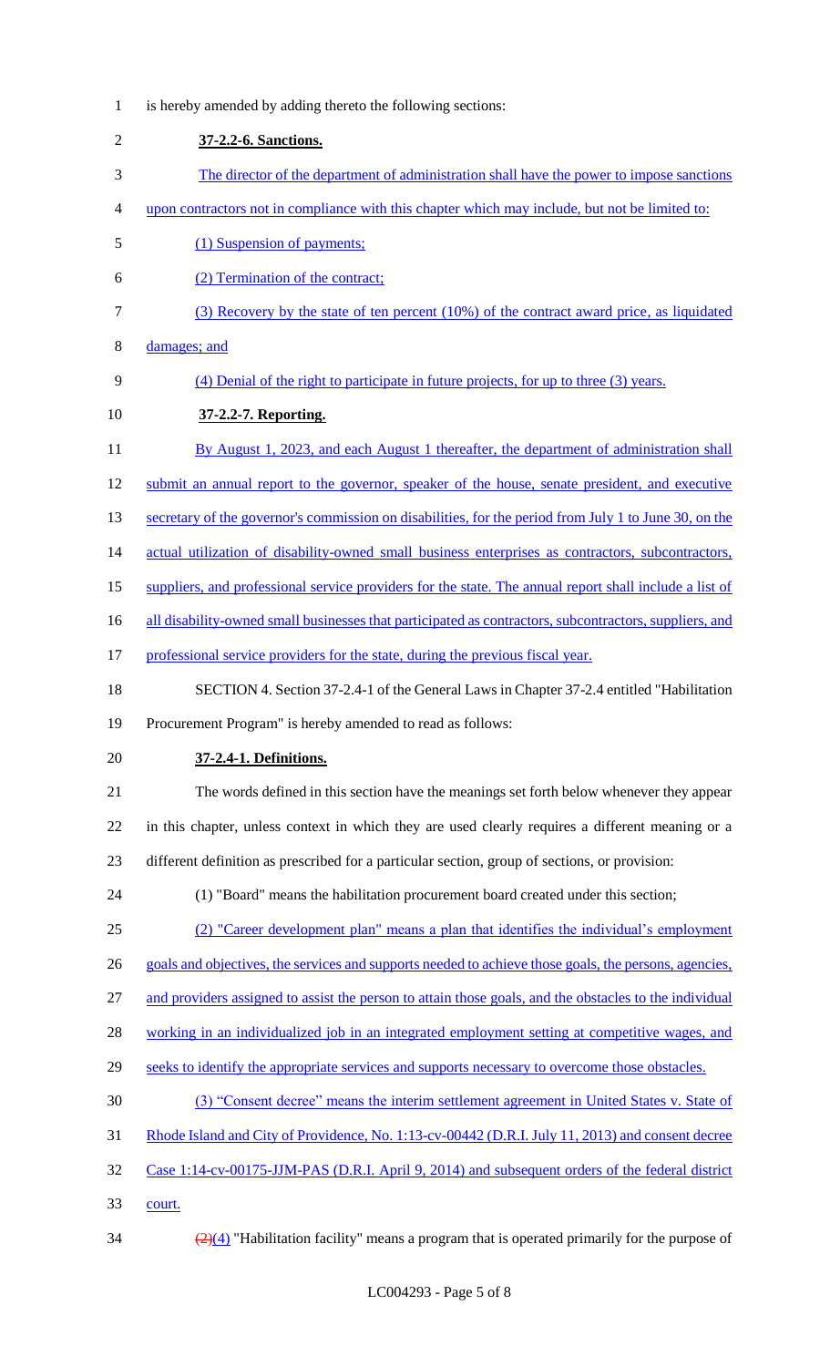is hereby amended by adding thereto the following sections:

**37-2.2-6. Sanctions.**

The director of the department of administration shall have the power to impose sanctions upon contractors not in compliance with this chapter which may include, but not be limited to:

(1) Suspension of payments;

(2) Termination of the contract;

(3) Recovery by the state of ten percent (10%) of the contract award price, as liquidated damages; and

(4) Denial of the right to participate in future projects, for up to three (3) years.

**37-2.2-7. Reporting.**

By August 1, 2023, and each August 1 thereafter, the department of administration shall submit an annual report to the governor, speaker of the house, senate president, and executive secretary of the governor's commission on disabilities, for the period from July 1 to June 30, on the actual utilization of disability-owned small business enterprises as contractors, subcontractors, suppliers, and professional service providers for the state. The annual report shall include a list of all disability-owned small businesses that participated as contractors, subcontractors, suppliers, and professional service providers for the state, during the previous fiscal year.

SECTION 4. Section 37-2.4-1 of the General Laws in Chapter 37-2.4 entitled "Habilitation Procurement Program" is hereby amended to read as follows:

**37-2.4-1. Definitions.**

The words defined in this section have the meanings set forth below whenever they appear in this chapter, unless context in which they are used clearly requires a different meaning or a different definition as prescribed for a particular section, group of sections, or provision:

(1) "Board" means the habilitation procurement board created under this section;

(2) "Career development plan" means a plan that identifies the individual's employment goals and objectives, the services and supports needed to achieve those goals, the persons, agencies, and providers assigned to assist the person to attain those goals, and the obstacles to the individual working in an individualized job in an integrated employment setting at competitive wages, and seeks to identify the appropriate services and supports necessary to overcome those obstacles.

(3) "Consent decree" means the interim settlement agreement in United States v. State of Rhode Island and City of Providence, No. 1:13-cv-00442 (D.R.I. July 11, 2013) and consent decree Case 1:14-cv-00175-JJM-PAS (D.R.I. April 9, 2014) and subsequent orders of the federal district court.

~~(2)~~(4) "Habilitation facility" means a program that is operated primarily for the purpose of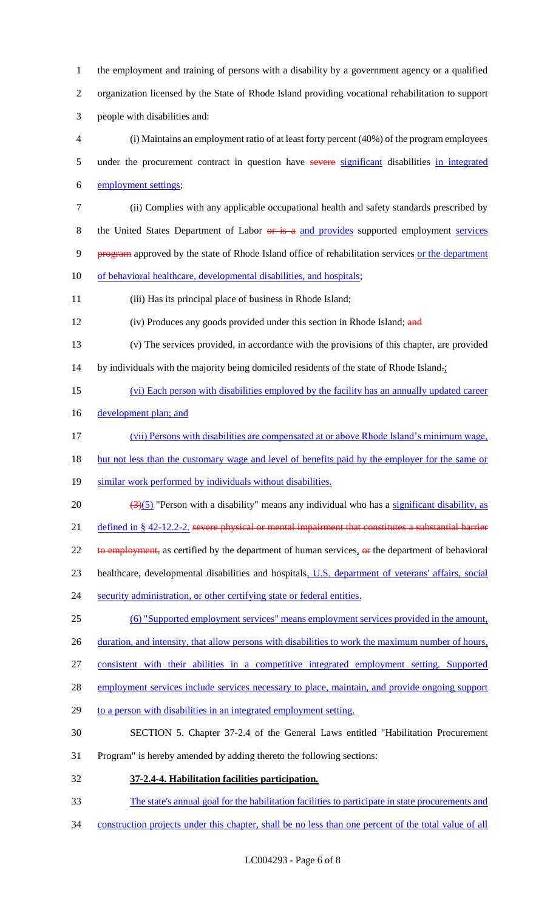the employment and training of persons with a disability by a government agency or a qualified organization licensed by the State of Rhode Island providing vocational rehabilitation to support people with disabilities and:

(i) Maintains an employment ratio of at least forty percent (40%) of the program employees under the procurement contract in question have ~~severe~~ significant disabilities in integrated employment settings;

(ii) Complies with any applicable occupational health and safety standards prescribed by the United States Department of Labor ~~or is a~~ and provides supported employment services ~~program~~ approved by the state of Rhode Island office of rehabilitation services or the department of behavioral healthcare, developmental disabilities, and hospitals;

(iii) Has its principal place of business in Rhode Island;

(iv) Produces any goods provided under this section in Rhode Island; ~~and~~

(v) The services provided, in accordance with the provisions of this chapter, are provided by individuals with the majority being domiciled residents of the state of Rhode Island~~.~~;

(vi) Each person with disabilities employed by the facility has an annually updated career development plan; and

(vii) Persons with disabilities are compensated at or above Rhode Island's minimum wage, but not less than the customary wage and level of benefits paid by the employer for the same or similar work performed by individuals without disabilities.

~~(3)~~(5) "Person with a disability" means any individual who has a significant disability, as defined in § 42-12.2-2. ~~severe physical or mental impairment that constitutes a substantial barrier to employment,~~ as certified by the department of human services, ~~or~~ the department of behavioral healthcare, developmental disabilities and hospitals, U.S. department of veterans' affairs, social security administration, or other certifying state or federal entities.

(6) "Supported employment services" means employment services provided in the amount, duration, and intensity, that allow persons with disabilities to work the maximum number of hours, consistent with their abilities in a competitive integrated employment setting. Supported employment services include services necessary to place, maintain, and provide ongoing support to a person with disabilities in an integrated employment setting.

SECTION 5. Chapter 37-2.4 of the General Laws entitled "Habilitation Procurement Program" is hereby amended by adding thereto the following sections:

**37-2.4-4. Habilitation facilities participation.**

The state's annual goal for the habilitation facilities to participate in state procurements and construction projects under this chapter, shall be no less than one percent of the total value of all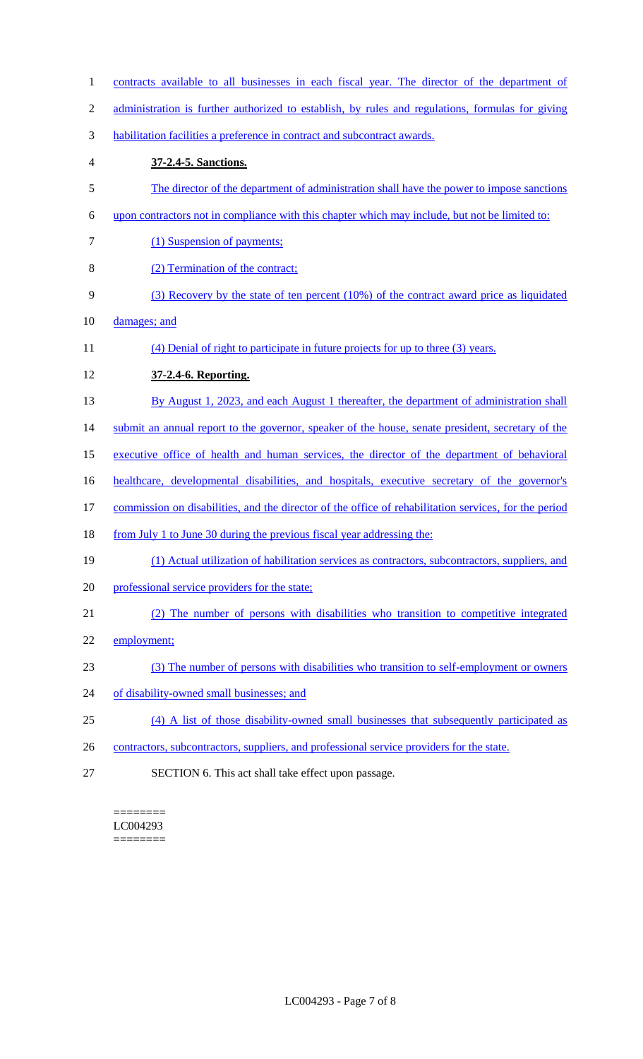contracts available to all businesses in each fiscal year. The director of the department of administration is further authorized to establish, by rules and regulations, formulas for giving habilitation facilities a preference in contract and subcontract awards.

**37-2.4-5. Sanctions.**

The director of the department of administration shall have the power to impose sanctions upon contractors not in compliance with this chapter which may include, but not be limited to:

(1) Suspension of payments;

(2) Termination of the contract;

(3) Recovery by the state of ten percent (10%) of the contract award price as liquidated damages; and

(4) Denial of right to participate in future projects for up to three (3) years.

**37-2.4-6. Reporting.**

By August 1, 2023, and each August 1 thereafter, the department of administration shall submit an annual report to the governor, speaker of the house, senate president, secretary of the executive office of health and human services, the director of the department of behavioral healthcare, developmental disabilities, and hospitals, executive secretary of the governor's commission on disabilities, and the director of the office of rehabilitation services, for the period from July 1 to June 30 during the previous fiscal year addressing the:

(1) Actual utilization of habilitation services as contractors, subcontractors, suppliers, and professional service providers for the state;

(2) The number of persons with disabilities who transition to competitive integrated employment;

(3) The number of persons with disabilities who transition to self-employment or owners of disability-owned small businesses; and

(4) A list of those disability-owned small businesses that subsequently participated as contractors, subcontractors, suppliers, and professional service providers for the state.

SECTION 6. This act shall take effect upon passage.

========
LC004293
========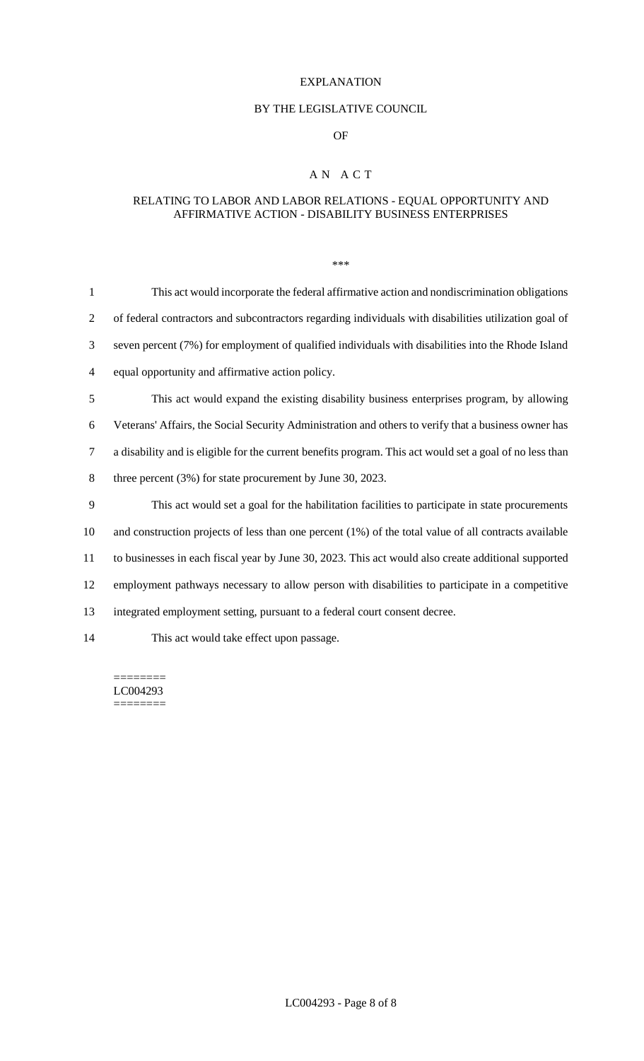# EXPLANATION

## BY THE LEGISLATIVE COUNCIL

## OF

## A N A C T

## RELATING TO LABOR AND LABOR RELATIONS - EQUAL OPPORTUNITY AND AFFIRMATIVE ACTION - DISABILITY BUSINESS ENTERPRISES

\*\*\*

This act would incorporate the federal affirmative action and nondiscrimination obligations of federal contractors and subcontractors regarding individuals with disabilities utilization goal of seven percent (7%) for employment of qualified individuals with disabilities into the Rhode Island equal opportunity and affirmative action policy.

This act would expand the existing disability business enterprises program, by allowing Veterans' Affairs, the Social Security Administration and others to verify that a business owner has a disability and is eligible for the current benefits program. This act would set a goal of no less than three percent (3%) for state procurement by June 30, 2023.

This act would set a goal for the habilitation facilities to participate in state procurements and construction projects of less than one percent (1%) of the total value of all contracts available to businesses in each fiscal year by June 30, 2023. This act would also create additional supported employment pathways necessary to allow person with disabilities to participate in a competitive integrated employment setting, pursuant to a federal court consent decree.

This act would take effect upon passage.

========
LC004293
========